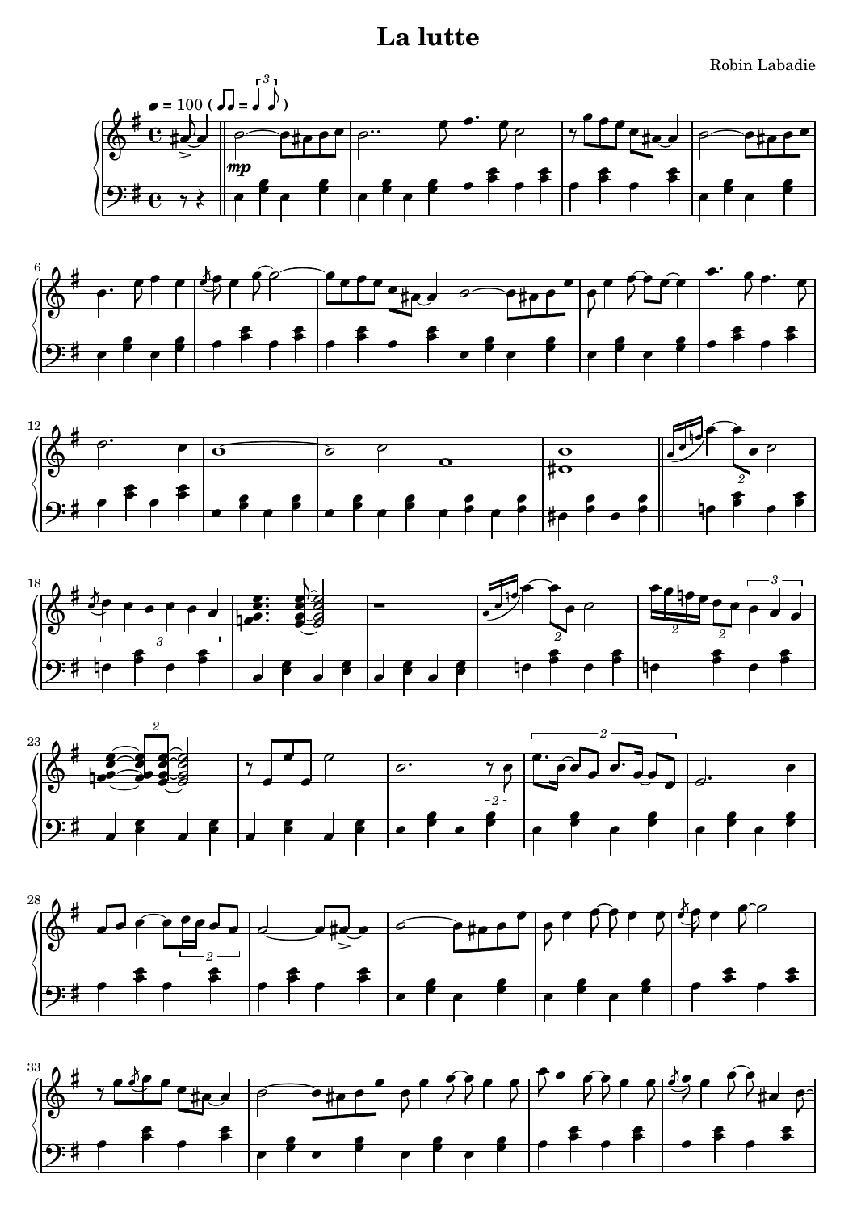# La lutte

Robin Labadie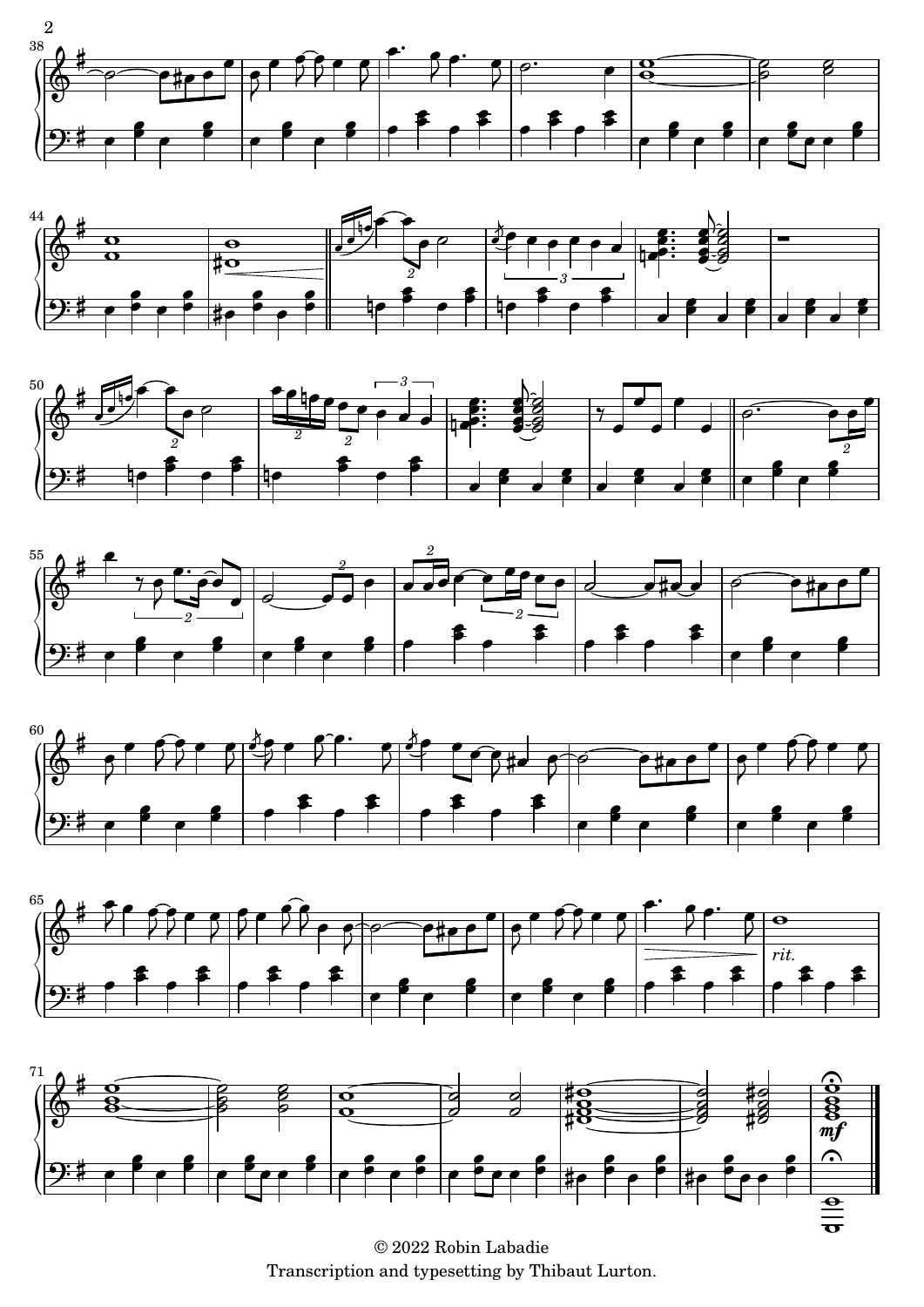© 2022 Robin Labadie

Transcription and typesetting by Thibaut Lurton.